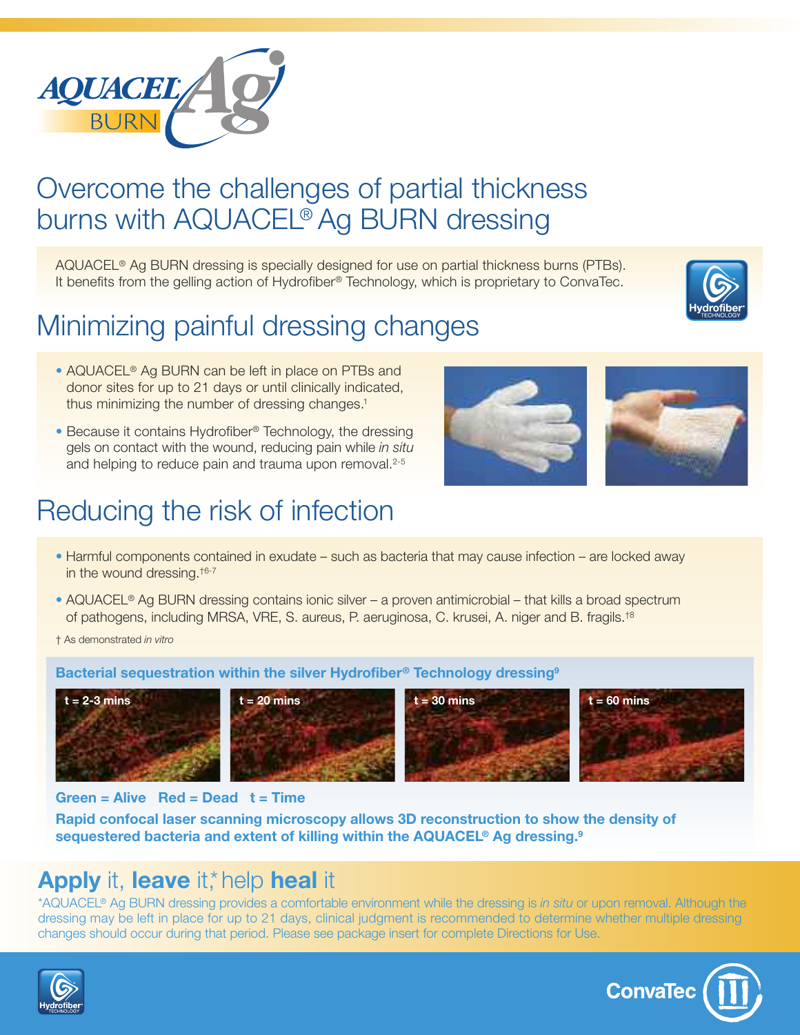# AQUACEL Ag BURN

## Overcome the challenges of partial thickness burns with AQUACEL® Ag BURN dressing

AQUACEL® Ag BURN dressing is specially designed for use on partial thickness burns (PTBs). It benefits from the gelling action of Hydrofiber® Technology, which is proprietary to ConvaTec.

## Minimizing painful dressing changes

- AQUACEL® Ag BURN can be left in place on PTBs and donor sites for up to 21 days or until clinically indicated, thus minimizing the number of dressing changes.[1]
- Because it contains Hydrofiber® Technology, the dressing gels on contact with the wound, reducing pain while *in situ* and helping to reduce pain and trauma upon removal.[2-5]

## Reducing the risk of infection

- Harmful components contained in exudate – such as bacteria that may cause infection – are locked away in the wound dressing.[†6-7]
- AQUACEL® Ag BURN dressing contains ionic silver – a proven antimicrobial – that kills a broad spectrum of pathogens, including MRSA, VRE, S. aureus, P. aeruginosa, C. krusei, A. niger and B. fragils.[†8]

† As demonstrated *in vitro*

**Bacterial sequestration within the silver Hydrofiber® Technology dressing[9]**

t = 2-3 mins | t = 20 mins | t = 30 mins | t = 60 mins

**Green = Alive Red = Dead t = Time**

**Rapid confocal laser scanning microscopy allows 3D reconstruction to show the density of sequestered bacteria and extent of killing within the AQUACEL® Ag dressing.[9]**

## **Apply** it, **leave** it,* help **heal** it

*AQUACEL® Ag BURN dressing provides a comfortable environment while the dressing is *in situ* or upon removal. Although the dressing may be left in place for up to 21 days, clinical judgment is recommended to determine whether multiple dressing changes should occur during that period. Please see package insert for complete Directions for Use.

ConvaTec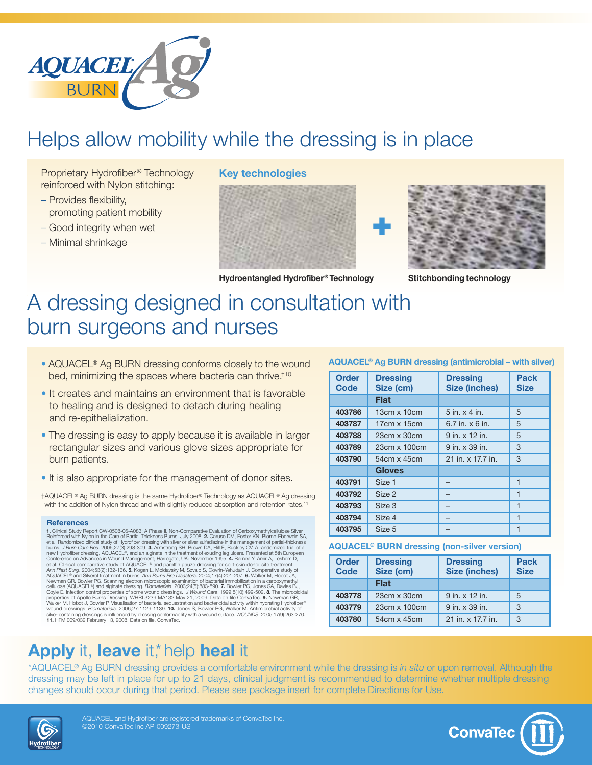# AQUACEL Ag BURN

## Helps allow mobility while the dressing is in place

Proprietary Hydrofiber® Technology reinforced with Nylon stitching:

- Provides flexibility, promoting patient mobility
- Good integrity when wet
- Minimal shrinkage

**Key technologies**

**Hydroentangled Hydrofiber® Technology** + **Stitchbonding technology**

## A dressing designed in consultation with burn surgeons and nurses

- AQUACEL® Ag BURN dressing conforms closely to the wound bed, minimizing the spaces where bacteria can thrive.[†10]
- It creates and maintains an environment that is favorable to healing and is designed to detach during healing and re-epithelialization.
- The dressing is easy to apply because it is available in larger rectangular sizes and various glove sizes appropriate for burn patients.
- It is also appropriate for the management of donor sites.

†AQUACEL® Ag BURN dressing is the same Hydrofiber® Technology as AQUACEL® Ag dressing with the addition of Nylon thread and with slightly reduced absorption and retention rates.[11]

**References**

**1.** Clinical Study Report CW-0508-06-A083: A Phase II, Non-Comparative Evaluation of Carboxymethylcellulose Silver Reinforced with Nylon in the Care of Partial Thickness Burns, July 2008. **2.** Caruso DM, Foster KN, Blome-Eberwein SA, et al. Randomized clinical study of Hydrofiber dressing with silver or silver sulfadiazine in the management of partial-thickness burns. *J Burn Care Res.* 2006;27(3):298-309. **3.** Armstrong SH, Brown DA, Hill E, Ruckley CV. A randomized trial of a new Hydrofiber dressing, AQUACEL®, and an alginate in the treatment of exuding leg ulcers. Presented at 5th European Conference on Advances in Wound Management; Harrogate, UK: November 1995. **4.** Barnea Y, Amir A, Leshem D, et al. Clinical comparative study of AQUACEL® and paraffin gauze dressing for split-skin donor site treatment. *Ann Plast Surg.* 2004;53(2):132-136. **5.** Kogan L, Moldavsky M, Szvalb S, Govrin-Yehudain J. Comparative study of AQUACEL® and Silverol treatment in burns. *Ann Burns Fire Disasters.* 2004;17(4):201-207. **6.** Walker M, Hobot JA, Newman GR, Bowler PG. Scanning electron microscopic examination of bacterial immobilization in a carboxymethyl cellulose (AQUACEL®) and alginate dressing. *Biomaterials.* 2003;24(5):883-890. **7.** Bowler PG, Jones SA, Davies BJ, Coyle E. Infection control properties of some wound dressings. *J Wound Care.* 1999;8(10):499-502. **8.** The microbicidal properties of Apollo Burns Dressing. WHRI 3239 MA132 May 21, 2009. Data on file ConvaTec. **9.** Newman GR, Walker M, Hobot J, Bowler P. Visualisation of bacterial sequestration and bactericidal activity within hydrating Hydrofiber® wound dressings. *Biomaterials.* 2006;27:1129-1139. **10.** Jones S, Bowler PG, Walker M. Antimicrobial activity of silver-containing dressings is influenced by dressing conformability with a wound surface. *WOUNDS.* 2005;17(9):263-270. **11.** HFM 009/032 February 13, 2008. Data on file, ConvaTec.

**AQUACEL® Ag BURN dressing (antimicrobial – with silver)**

| Order Code | Dressing Size (cm) | Dressing Size (inches) | Pack Size |
|---|---|---|---|
| | **Flat** | | |
| 403786 | 13cm x 10cm | 5 in. x 4 in. | 5 |
| 403787 | 17cm x 15cm | 6.7 in. x 6 in. | 5 |
| 403788 | 23cm x 30cm | 9 in. x 12 in. | 5 |
| 403789 | 23cm x 100cm | 9 in. x 39 in. | 3 |
| 403790 | 54cm x 45cm | 21 in. x 17.7 in. | 3 |
| | **Gloves** | | |
| 403791 | Size 1 | – | 1 |
| 403792 | Size 2 | – | 1 |
| 403793 | Size 3 | – | 1 |
| 403794 | Size 4 | – | 1 |
| 403795 | Size 5 | – | 1 |

**AQUACEL® BURN dressing (non-silver version)**

| Order Code | Dressing Size (cm) | Dressing Size (inches) | Pack Size |
|---|---|---|---|
| | **Flat** | | |
| 403778 | 23cm x 30cm | 9 in. x 12 in. | 5 |
| 403779 | 23cm x 100cm | 9 in. x 39 in. | 3 |
| 403780 | 54cm x 45cm | 21 in. x 17.7 in. | 3 |

## **Apply** it, **leave** it,* help **heal** it

*AQUACEL® Ag BURN dressing provides a comfortable environment while the dressing is *in situ* or upon removal. Although the dressing may be left in place for up to 21 days, clinical judgment is recommended to determine whether multiple dressing changes should occur during that period. Please see package insert for complete Directions for Use.

AQUACEL and Hydrofiber are registered trademarks of ConvaTec Inc.
©2010 ConvaTec Inc AP-009273-US

ConvaTec